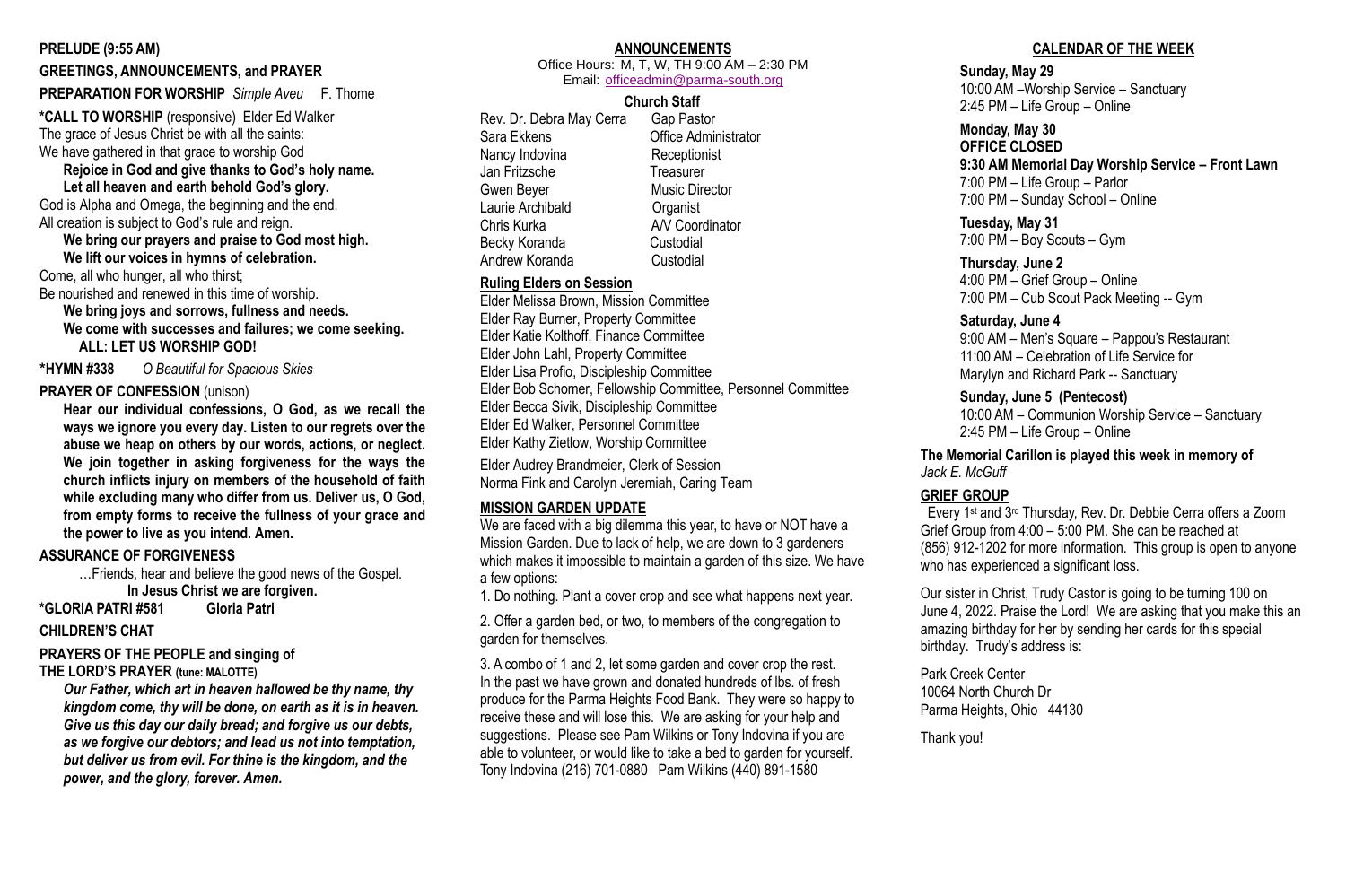**PRELUDE (9:55 AM)**

**GREETINGS, ANNOUNCEMENTS, and PRAYER**

**PREPARATION FOR WORSHIP** *Simple Aveu* F. Thome

**\*CALL TO WORSHIP** (responsive) Elder Ed Walker

The grace of Jesus Christ be with all the saints:
We have gathered in that grace to worship God

**Rejoice in God and give thanks to God's holy name.**
**Let all heaven and earth behold God's glory.**

God is Alpha and Omega, the beginning and the end.
All creation is subject to God's rule and reign.

**We bring our prayers and praise to God most high.**
**We lift our voices in hymns of celebration.**

Come, all who hunger, all who thirst;
Be nourished and renewed in this time of worship.

**We bring joys and sorrows, fullness and needs.**
**We come with successes and failures; we come seeking.**
**ALL: LET US WORSHIP GOD!**

**\*HYMN #338** *O Beautiful for Spacious Skies*

**PRAYER OF CONFESSION** (unison)

**Hear our individual confessions, O God, as we recall the ways we ignore you every day. Listen to our regrets over the abuse we heap on others by our words, actions, or neglect. We join together in asking forgiveness for the ways the church inflicts injury on members of the household of faith while excluding many who differ from us. Deliver us, O God, from empty forms to receive the fullness of your grace and the power to live as you intend. Amen.**

**ASSURANCE OF FORGIVENESS**

…Friends, hear and believe the good news of the Gospel.
**In Jesus Christ we are forgiven.**

**\*GLORIA PATRI #581 Gloria Patri**

**CHILDREN'S CHAT**

**PRAYERS OF THE PEOPLE and singing of**
**THE LORD'S PRAYER (tune: MALOTTE)**

***Our Father, which art in heaven hallowed be thy name, thy kingdom come, thy will be done, on earth as it is in heaven. Give us this day our daily bread; and forgive us our debts, as we forgive our debtors; and lead us not into temptation, but deliver us from evil. For thine is the kingdom, and the power, and the glory, forever. Amen.***

## ANNOUNCEMENTS

Office Hours: M, T, W, TH 9:00 AM – 2:30 PM
Email: officeadmin@parma-south.org

### Church Staff

| | |
|---|---|
| Rev. Dr. Debra May Cerra | Gap Pastor |
| Sara Ekkens | Office Administrator |
| Nancy Indovina | Receptionist |
| Jan Fritzsche | Treasurer |
| Gwen Beyer | Music Director |
| Laurie Archibald | Organist |
| Chris Kurka | A/V Coordinator |
| Becky Koranda | Custodial |
| Andrew Koranda | Custodial |

### Ruling Elders on Session

Elder Melissa Brown, Mission Committee
Elder Ray Burner, Property Committee
Elder Katie Kolthoff, Finance Committee
Elder John Lahl, Property Committee
Elder Lisa Profio, Discipleship Committee
Elder Bob Schomer, Fellowship Committee, Personnel Committee
Elder Becca Sivik, Discipleship Committee
Elder Ed Walker, Personnel Committee
Elder Kathy Zietlow, Worship Committee

Elder Audrey Brandmeier, Clerk of Session
Norma Fink and Carolyn Jeremiah, Caring Team

### MISSION GARDEN UPDATE

We are faced with a big dilemma this year, to have or NOT have a Mission Garden. Due to lack of help, we are down to 3 gardeners which makes it impossible to maintain a garden of this size. We have a few options:

1. Do nothing. Plant a cover crop and see what happens next year.

2. Offer a garden bed, or two, to members of the congregation to garden for themselves.

3. A combo of 1 and 2, let some garden and cover crop the rest. In the past we have grown and donated hundreds of lbs. of fresh produce for the Parma Heights Food Bank. They were so happy to receive these and will lose this. We are asking for your help and suggestions. Please see Pam Wilkins or Tony Indovina if you are able to volunteer, or would like to take a bed to garden for yourself. Tony Indovina (216) 701-0880 Pam Wilkins (440) 891-1580

## CALENDAR OF THE WEEK

**Sunday, May 29**
10:00 AM –Worship Service – Sanctuary
2:45 PM – Life Group – Online

**Monday, May 30**
**OFFICE CLOSED**
**9:30 AM Memorial Day Worship Service – Front Lawn**
7:00 PM – Life Group – Parlor
7:00 PM – Sunday School – Online

**Tuesday, May 31**
7:00 PM – Boy Scouts – Gym

**Thursday, June 2**
4:00 PM – Grief Group – Online
7:00 PM – Cub Scout Pack Meeting -- Gym

**Saturday, June 4**
9:00 AM – Men's Square – Pappou's Restaurant
11:00 AM – Celebration of Life Service for Marylyn and Richard Park -- Sanctuary

**Sunday, June 5 (Pentecost)**
10:00 AM – Communion Worship Service – Sanctuary
2:45 PM – Life Group – Online

**The Memorial Carillon is played this week in memory of**
*Jack E. McGuff*

### GRIEF GROUP

Every 1st and 3rd Thursday, Rev. Dr. Debbie Cerra offers a Zoom Grief Group from 4:00 – 5:00 PM. She can be reached at (856) 912-1202 for more information. This group is open to anyone who has experienced a significant loss.

Our sister in Christ, Trudy Castor is going to be turning 100 on June 4, 2022. Praise the Lord! We are asking that you make this an amazing birthday for her by sending her cards for this special birthday. Trudy's address is:

Park Creek Center
10064 North Church Dr
Parma Heights, Ohio 44130

Thank you!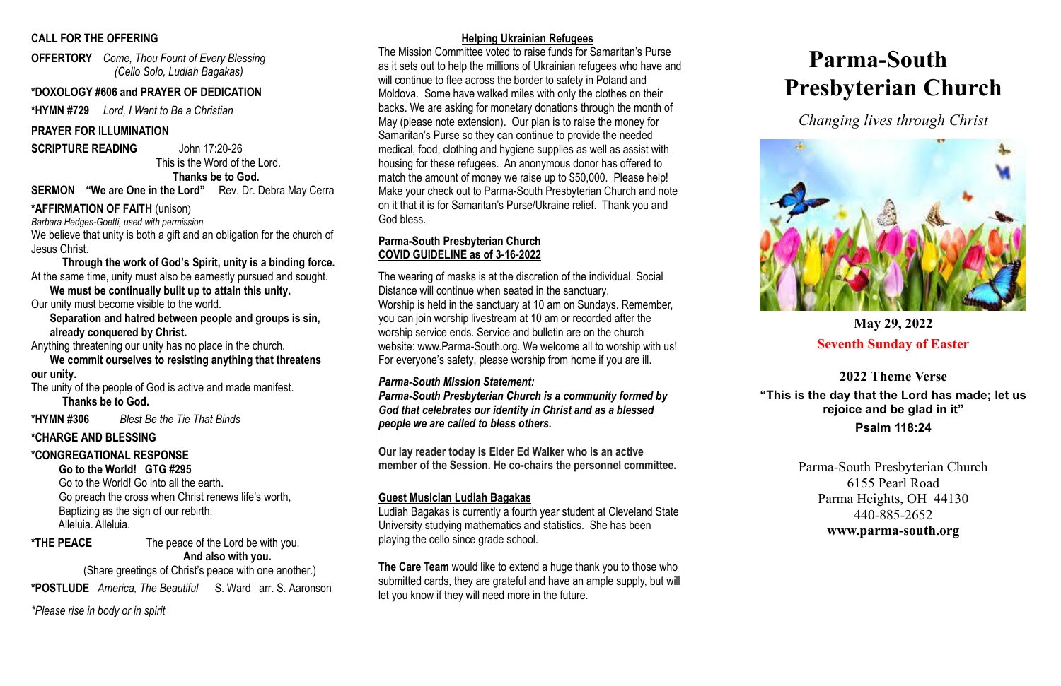**CALL FOR THE OFFERING**

**OFFERTORY** *Come, Thou Fount of Every Blessing*
*(Cello Solo, Ludiah Bagakas)*

**\*DOXOLOGY #606 and PRAYER OF DEDICATION**

**\*HYMN #729** *Lord, I Want to Be a Christian*

**PRAYER FOR ILLUMINATION**

**SCRIPTURE READING** John 17:20-26
This is the Word of the Lord.
**Thanks be to God.**

**SERMON "We are One in the Lord"** Rev. Dr. Debra May Cerra

**\*AFFIRMATION OF FAITH** (unison)
*Barbara Hedges-Goetti, used with permission*

We believe that unity is both a gift and an obligation for the church of Jesus Christ.
**Through the work of God's Spirit, unity is a binding force.**
At the same time, unity must also be earnestly pursued and sought.
**We must be continually built up to attain this unity.**
Our unity must become visible to the world.
**Separation and hatred between people and groups is sin, already conquered by Christ.**
Anything threatening our unity has no place in the church.
**We commit ourselves to resisting anything that threatens our unity.**
The unity of the people of God is active and made manifest.
**Thanks be to God.**

**\*HYMN #306** *Blest Be the Tie That Binds*

**\*CHARGE AND BLESSING**

**\*CONGREGATIONAL RESPONSE**
**Go to the World! GTG #295**
Go to the World! Go into all the earth.
Go preach the cross when Christ renews life's worth,
Baptizing as the sign of our rebirth.
Alleluia. Alleluia.

**\*THE PEACE** The peace of the Lord be with you.
**And also with you.**
(Share greetings of Christ's peace with one another.)

**\*POSTLUDE** *America, The Beautiful* S. Ward arr. S. Aaronson

*\*Please rise in body or in spirit*

**Helping Ukrainian Refugees**

The Mission Committee voted to raise funds for Samaritan's Purse as it sets out to help the millions of Ukrainian refugees who have and will continue to flee across the border to safety in Poland and Moldova. Some have walked miles with only the clothes on their backs. We are asking for monetary donations through the month of May (please note extension). Our plan is to raise the money for Samaritan's Purse so they can continue to provide the needed medical, food, clothing and hygiene supplies as well as assist with housing for these refugees. An anonymous donor has offered to match the amount of money we raise up to $50,000. Please help! Make your check out to Parma-South Presbyterian Church and note on it that it is for Samaritan's Purse/Ukraine relief. Thank you and God bless.

**Parma-South Presbyterian Church**
**COVID GUIDELINE as of 3-16-2022**

The wearing of masks is at the discretion of the individual. Social Distance will continue when seated in the sanctuary.
Worship is held in the sanctuary at 10 am on Sundays. Remember, you can join worship livestream at 10 am or recorded after the worship service ends. Service and bulletin are on the church website: www.Parma-South.org. We welcome all to worship with us! For everyone's safety, please worship from home if you are ill.

***Parma-South Mission Statement:***
***Parma-South Presbyterian Church is a community formed by God that celebrates our identity in Christ and as a blessed people we are called to bless others.***

**Our lay reader today is Elder Ed Walker who is an active member of the Session. He co-chairs the personnel committee.**

**Guest Musician Ludiah Bagakas**

Ludiah Bagakas is currently a fourth year student at Cleveland State University studying mathematics and statistics. She has been playing the cello since grade school.

**The Care Team** would like to extend a huge thank you to those who submitted cards, they are grateful and have an ample supply, but will let you know if they will need more in the future.

# Parma-South Presbyterian Church

*Changing lives through Christ*

**May 29, 2022**
**Seventh Sunday of Easter**

**2022 Theme Verse**
**"This is the day that the Lord has made; let us rejoice and be glad in it"**
**Psalm 118:24**

Parma-South Presbyterian Church
6155 Pearl Road
Parma Heights, OH 44130
440-885-2652
**www.parma-south.org**